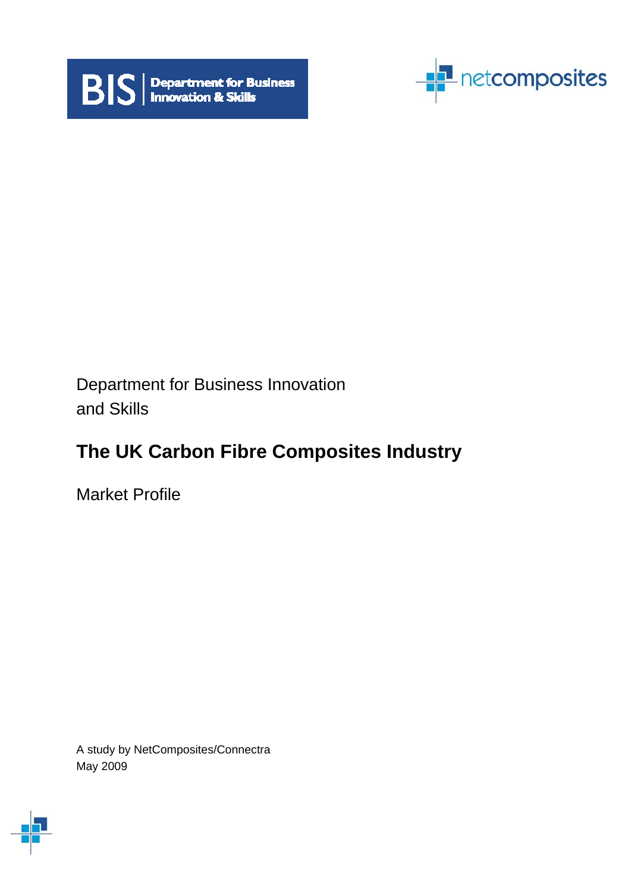Department for Business Innovation and Skills

# The UK Carbon Fibre Composites Industry

Market Profile

A study by NetComposites/Connectra
May 2009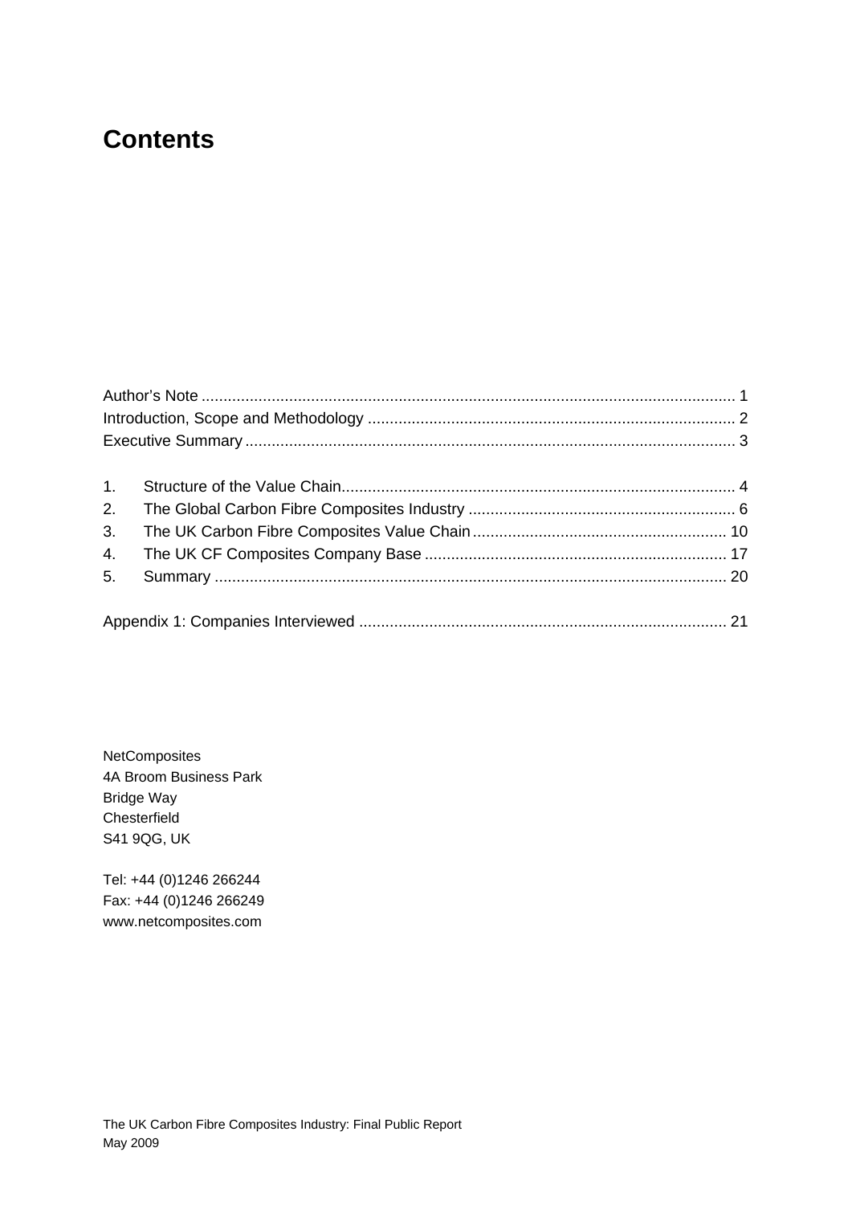# Contents

Author's Note ........................................................................................................................ 1
Introduction, Scope and Methodology .................................................................................. 2
Executive Summary ............................................................................................................... 3

1. Structure of the Value Chain......................................................................................... 4
2. The Global Carbon Fibre Composites Industry ............................................................ 6
3. The UK Carbon Fibre Composites Value Chain .......................................................... 10
4. The UK CF Composites Company Base .................................................................... 17
5. Summary .................................................................................................................... 20

Appendix 1: Companies Interviewed ................................................................................... 21

NetComposites
4A Broom Business Park
Bridge Way
Chesterfield
S41 9QG, UK

Tel: +44 (0)1246 266244
Fax: +44 (0)1246 266249
www.netcomposites.com

The UK Carbon Fibre Composites Industry: Final Public Report
May 2009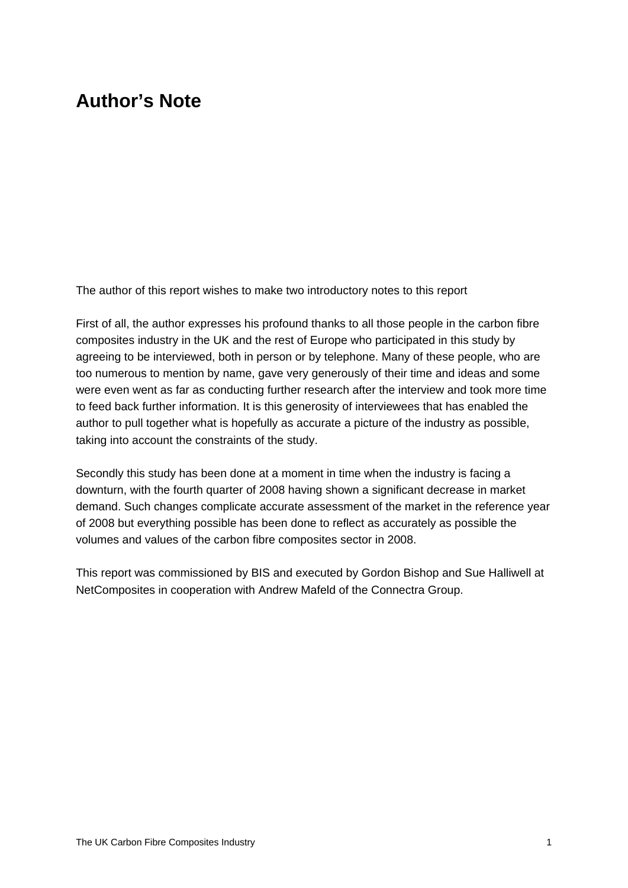# Author's Note

The author of this report wishes to make two introductory notes to this report

First of all, the author expresses his profound thanks to all those people in the carbon fibre composites industry in the UK and the rest of Europe who participated in this study by agreeing to be interviewed, both in person or by telephone. Many of these people, who are too numerous to mention by name, gave very generously of their time and ideas and some were even went as far as conducting further research after the interview and took more time to feed back further information. It is this generosity of interviewees that has enabled the author to pull together what is hopefully as accurate a picture of the industry as possible, taking into account the constraints of the study.

Secondly this study has been done at a moment in time when the industry is facing a downturn, with the fourth quarter of 2008 having shown a significant decrease in market demand. Such changes complicate accurate assessment of the market in the reference year of 2008 but everything possible has been done to reflect as accurately as possible the volumes and values of the carbon fibre composites sector in 2008.

This report was commissioned by BIS and executed by Gordon Bishop and Sue Halliwell at NetComposites in cooperation with Andrew Mafeld of the Connectra Group.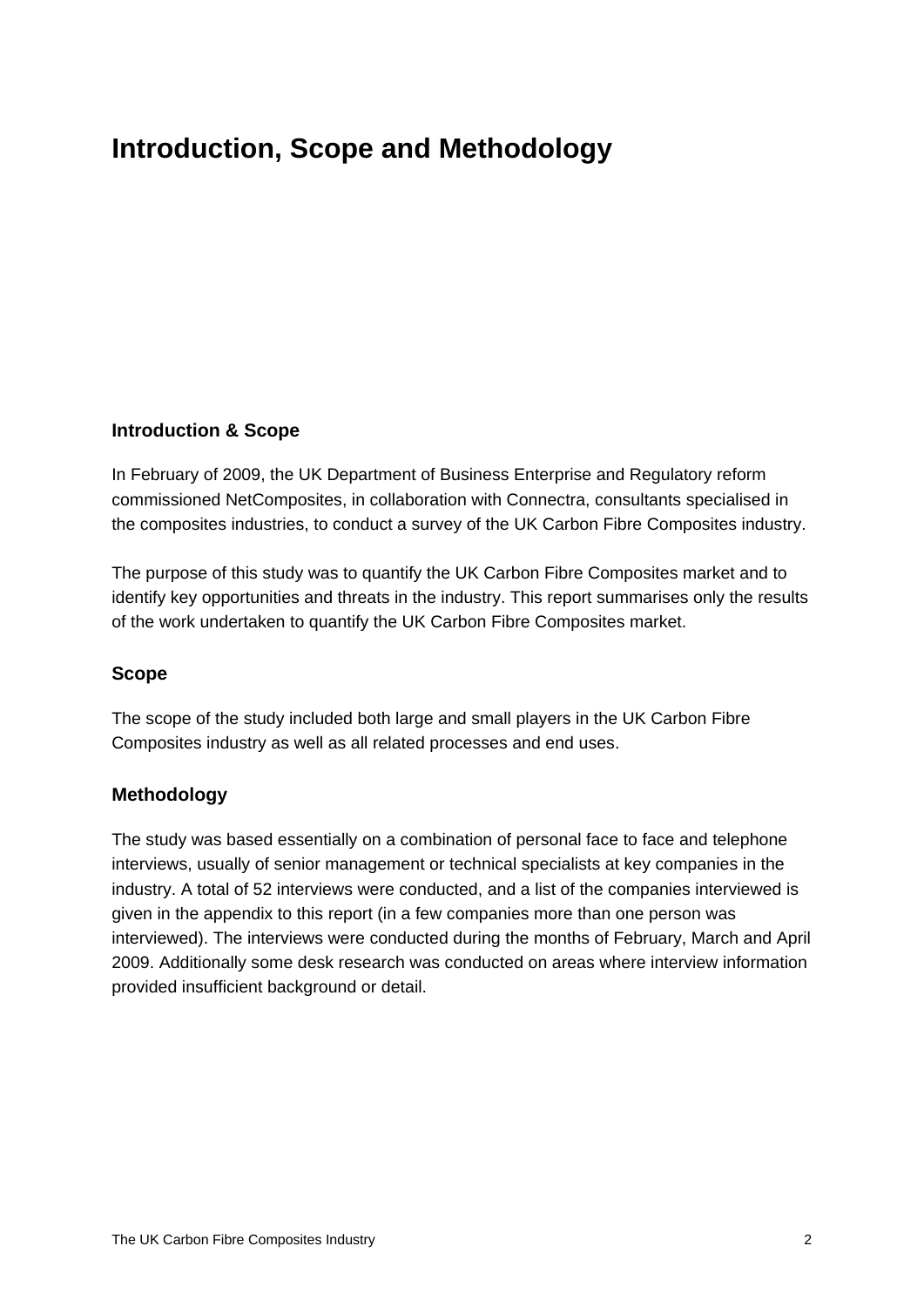# Introduction, Scope and Methodology

## Introduction & Scope

In February of 2009, the UK Department of Business Enterprise and Regulatory reform commissioned NetComposites, in collaboration with Connectra, consultants specialised in the composites industries, to conduct a survey of the UK Carbon Fibre Composites industry.

The purpose of this study was to quantify the UK Carbon Fibre Composites market and to identify key opportunities and threats in the industry. This report summarises only the results of the work undertaken to quantify the UK Carbon Fibre Composites market.

## Scope

The scope of the study included both large and small players in the UK Carbon Fibre Composites industry as well as all related processes and end uses.

## Methodology

The study was based essentially on a combination of personal face to face and telephone interviews, usually of senior management or technical specialists at key companies in the industry. A total of 52 interviews were conducted, and a list of the companies interviewed is given in the appendix to this report (in a few companies more than one person was interviewed). The interviews were conducted during the months of February, March and April 2009. Additionally some desk research was conducted on areas where interview information provided insufficient background or detail.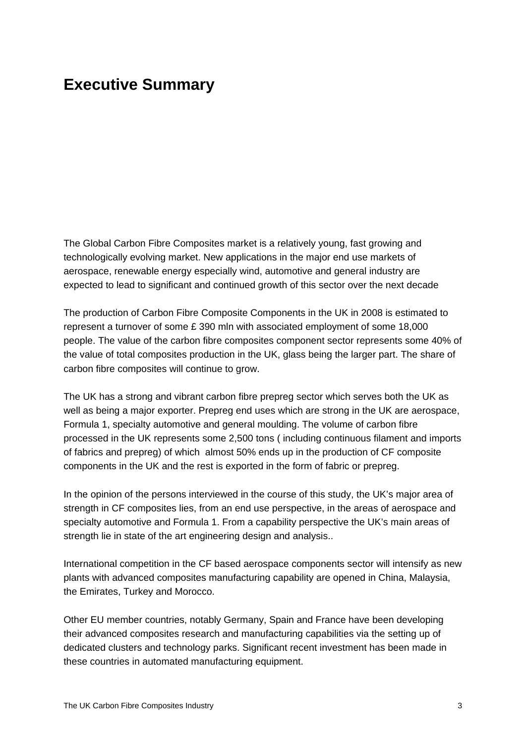# Executive Summary

The Global Carbon Fibre Composites market is a relatively young, fast growing and technologically evolving market. New applications in the major end use markets of aerospace, renewable energy especially wind, automotive and general industry are expected to lead to significant and continued growth of this sector over the next decade

The production of Carbon Fibre Composite Components in the UK in 2008 is estimated to represent a turnover of some £ 390 mln with associated employment of some 18,000 people. The value of the carbon fibre composites component sector represents some 40% of the value of total composites production in the UK, glass being the larger part. The share of carbon fibre composites will continue to grow.

The UK has a strong and vibrant carbon fibre prepreg sector which serves both the UK as well as being a major exporter. Prepreg end uses which are strong in the UK are aerospace, Formula 1, specialty automotive and general moulding. The volume of carbon fibre processed in the UK represents some 2,500 tons ( including continuous filament and imports of fabrics and prepreg) of which almost 50% ends up in the production of CF composite components in the UK and the rest is exported in the form of fabric or prepreg.

In the opinion of the persons interviewed in the course of this study, the UK's major area of strength in CF composites lies, from an end use perspective, in the areas of aerospace and specialty automotive and Formula 1. From a capability perspective the UK's main areas of strength lie in state of the art engineering design and analysis..

International competition in the CF based aerospace components sector will intensify as new plants with advanced composites manufacturing capability are opened in China, Malaysia, the Emirates, Turkey and Morocco.

Other EU member countries, notably Germany, Spain and France have been developing their advanced composites research and manufacturing capabilities via the setting up of dedicated clusters and technology parks. Significant recent investment has been made in these countries in automated manufacturing equipment.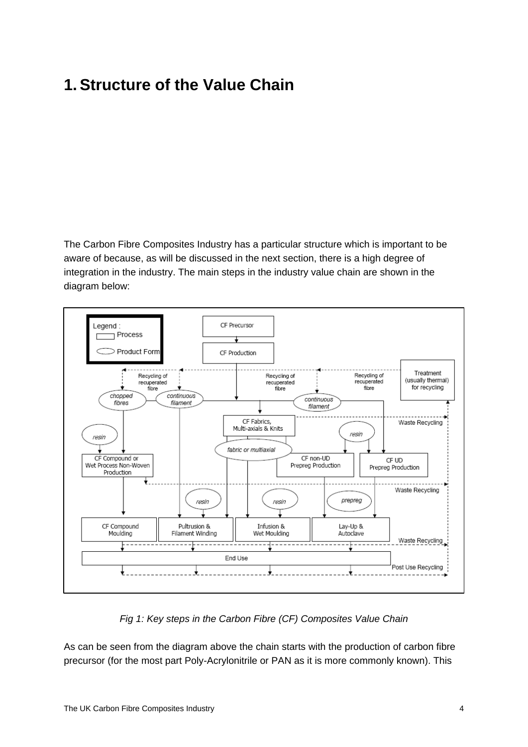# 1. Structure of the Value Chain

The Carbon Fibre Composites Industry has a particular structure which is important to be aware of because, as will be discussed in the next section, there is a high degree of integration in the industry. The main steps in the industry value chain are shown in the diagram below:

*Fig 1: Key steps in the Carbon Fibre (CF) Composites Value Chain*

As can be seen from the diagram above the chain starts with the production of carbon fibre precursor (for the most part Poly-Acrylonitrile or PAN as it is more commonly known). This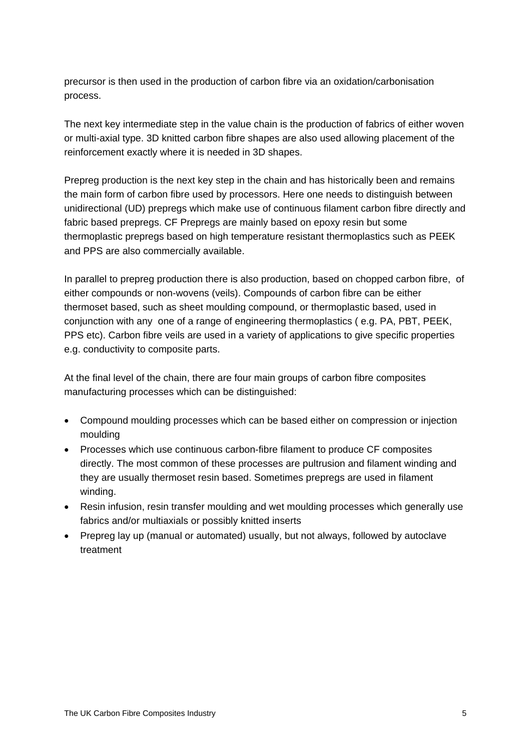precursor is then used in the production of carbon fibre via an oxidation/carbonisation process.

The next key intermediate step in the value chain is the production of fabrics of either woven or multi-axial type. 3D knitted carbon fibre shapes are also used allowing placement of the reinforcement exactly where it is needed in 3D shapes.

Prepreg production is the next key step in the chain and has historically been and remains the main form of carbon fibre used by processors. Here one needs to distinguish between unidirectional (UD) prepregs which make use of continuous filament carbon fibre directly and fabric based prepregs. CF Prepregs are mainly based on epoxy resin but some thermoplastic prepregs based on high temperature resistant thermoplastics such as PEEK and PPS are also commercially available.

In parallel to prepreg production there is also production, based on chopped carbon fibre, of either compounds or non-wovens (veils). Compounds of carbon fibre can be either thermoset based, such as sheet moulding compound, or thermoplastic based, used in conjunction with any one of a range of engineering thermoplastics ( e.g. PA, PBT, PEEK, PPS etc). Carbon fibre veils are used in a variety of applications to give specific properties e.g. conductivity to composite parts.

At the final level of the chain, there are four main groups of carbon fibre composites manufacturing processes which can be distinguished:

- Compound moulding processes which can be based either on compression or injection moulding
- Processes which use continuous carbon-fibre filament to produce CF composites directly. The most common of these processes are pultrusion and filament winding and they are usually thermoset resin based. Sometimes prepregs are used in filament winding.
- Resin infusion, resin transfer moulding and wet moulding processes which generally use fabrics and/or multiaxials or possibly knitted inserts
- Prepreg lay up (manual or automated) usually, but not always, followed by autoclave treatment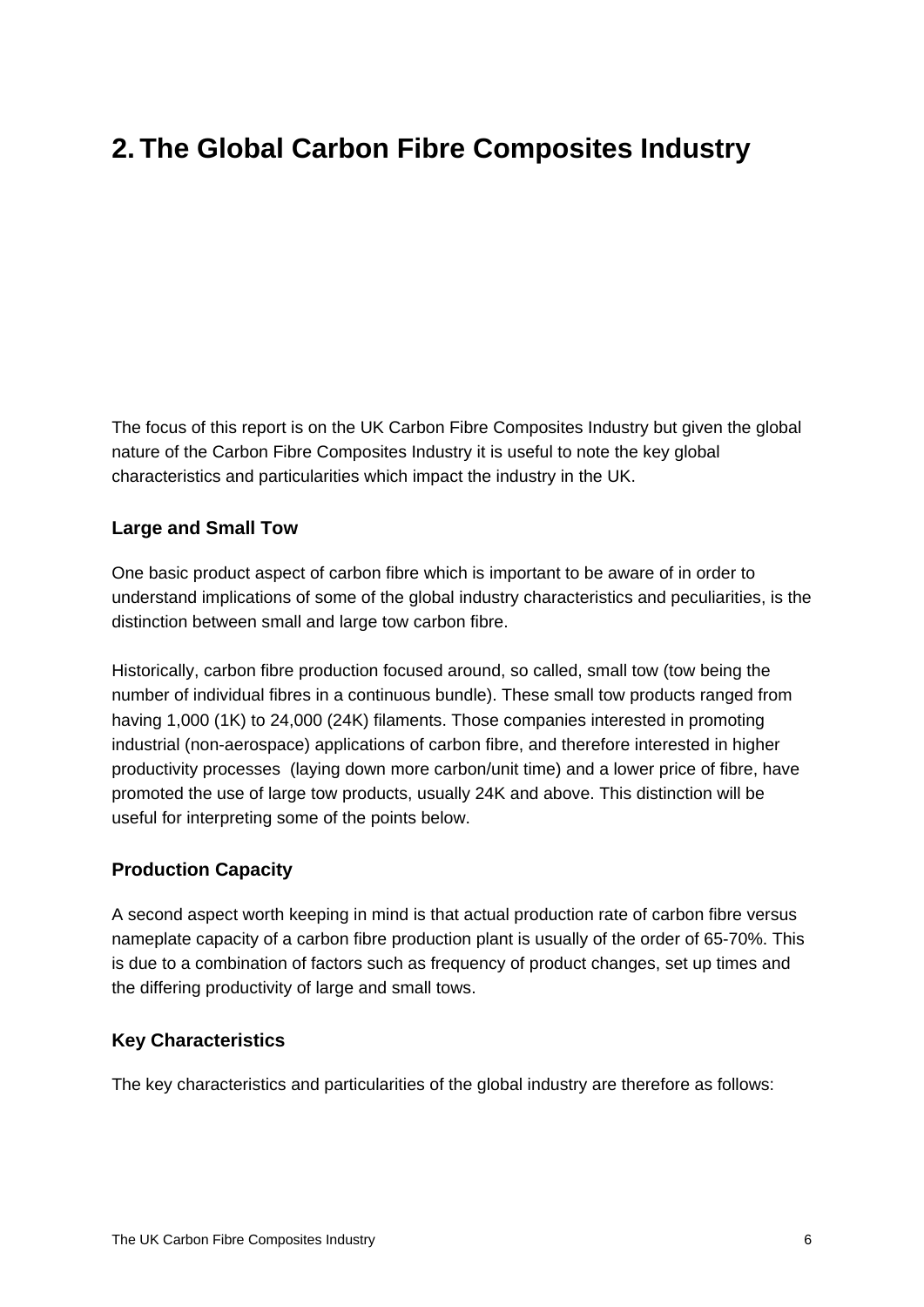# 2. The Global Carbon Fibre Composites Industry

The focus of this report is on the UK Carbon Fibre Composites Industry but given the global nature of the Carbon Fibre Composites Industry it is useful to note the key global characteristics and particularities which impact the industry in the UK.

### Large and Small Tow

One basic product aspect of carbon fibre which is important to be aware of in order to understand implications of some of the global industry characteristics and peculiarities, is the distinction between small and large tow carbon fibre.

Historically, carbon fibre production focused around, so called, small tow (tow being the number of individual fibres in a continuous bundle). These small tow products ranged from having 1,000 (1K) to 24,000 (24K) filaments. Those companies interested in promoting industrial (non-aerospace) applications of carbon fibre, and therefore interested in higher productivity processes (laying down more carbon/unit time) and a lower price of fibre, have promoted the use of large tow products, usually 24K and above. This distinction will be useful for interpreting some of the points below.

### Production Capacity

A second aspect worth keeping in mind is that actual production rate of carbon fibre versus nameplate capacity of a carbon fibre production plant is usually of the order of 65-70%. This is due to a combination of factors such as frequency of product changes, set up times and the differing productivity of large and small tows.

### Key Characteristics

The key characteristics and particularities of the global industry are therefore as follows: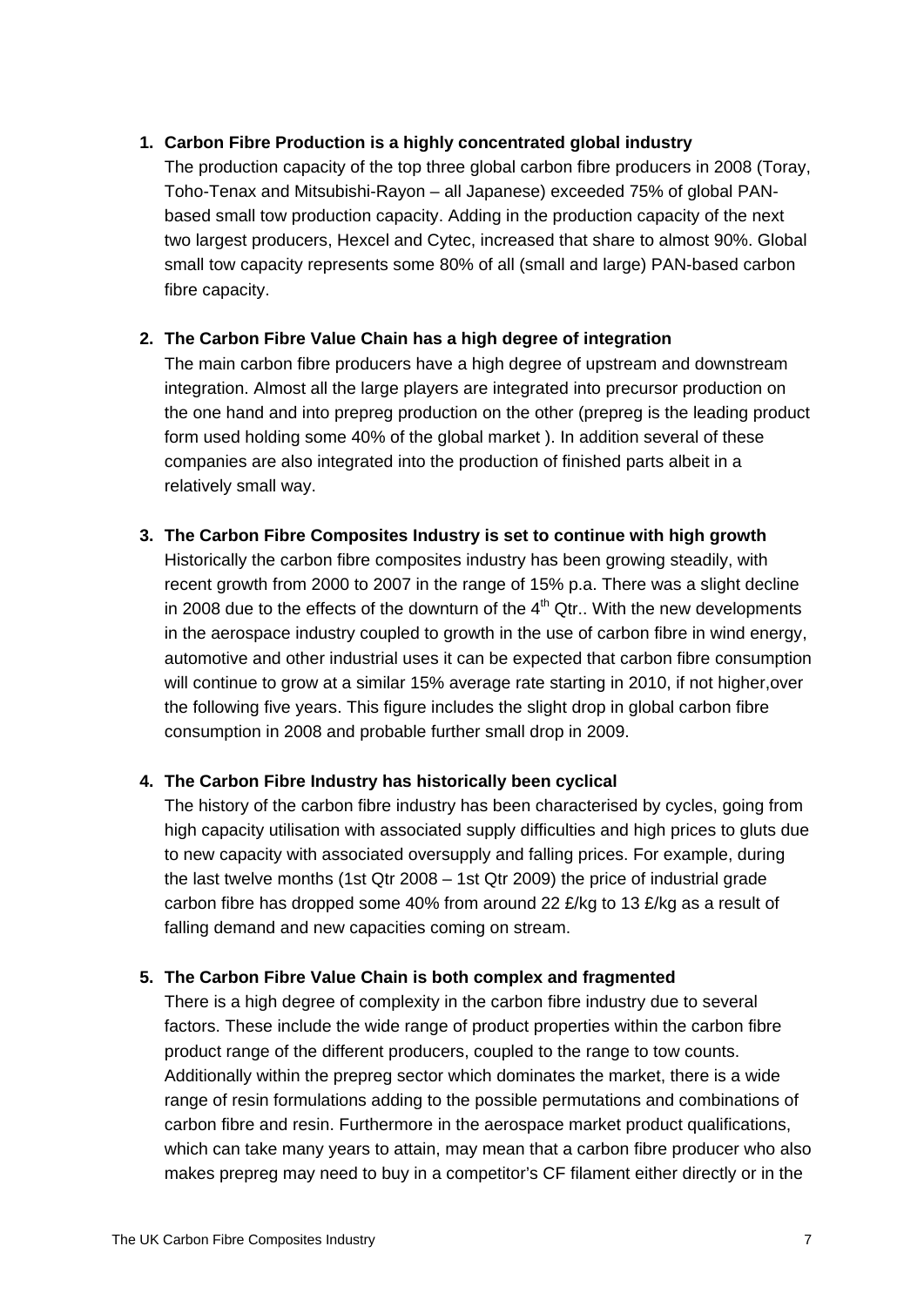1. **Carbon Fibre Production is a highly concentrated global industry**
   The production capacity of the top three global carbon fibre producers in 2008 (Toray, Toho-Tenax and Mitsubishi-Rayon – all Japanese) exceeded 75% of global PAN-based small tow production capacity. Adding in the production capacity of the next two largest producers, Hexcel and Cytec, increased that share to almost 90%. Global small tow capacity represents some 80% of all (small and large) PAN-based carbon fibre capacity.

2. **The Carbon Fibre Value Chain has a high degree of integration**
   The main carbon fibre producers have a high degree of upstream and downstream integration. Almost all the large players are integrated into precursor production on the one hand and into prepreg production on the other (prepreg is the leading product form used holding some 40% of the global market ). In addition several of these companies are also integrated into the production of finished parts albeit in a relatively small way.

3. **The Carbon Fibre Composites Industry is set to continue with high growth**
   Historically the carbon fibre composites industry has been growing steadily, with recent growth from 2000 to 2007 in the range of 15% p.a. There was a slight decline in 2008 due to the effects of the downturn of the 4th Qtr.. With the new developments in the aerospace industry coupled to growth in the use of carbon fibre in wind energy, automotive and other industrial uses it can be expected that carbon fibre consumption will continue to grow at a similar 15% average rate starting in 2010, if not higher,over the following five years. This figure includes the slight drop in global carbon fibre consumption in 2008 and probable further small drop in 2009.

4. **The Carbon Fibre Industry has historically been cyclical**
   The history of the carbon fibre industry has been characterised by cycles, going from high capacity utilisation with associated supply difficulties and high prices to gluts due to new capacity with associated oversupply and falling prices. For example, during the last twelve months (1st Qtr 2008 – 1st Qtr 2009) the price of industrial grade carbon fibre has dropped some 40% from around 22 £/kg to 13 £/kg as a result of falling demand and new capacities coming on stream.

5. **The Carbon Fibre Value Chain is both complex and fragmented**
   There is a high degree of complexity in the carbon fibre industry due to several factors. These include the wide range of product properties within the carbon fibre product range of the different producers, coupled to the range to tow counts. Additionally within the prepreg sector which dominates the market, there is a wide range of resin formulations adding to the possible permutations and combinations of carbon fibre and resin. Furthermore in the aerospace market product qualifications, which can take many years to attain, may mean that a carbon fibre producer who also makes prepreg may need to buy in a competitor's CF filament either directly or in the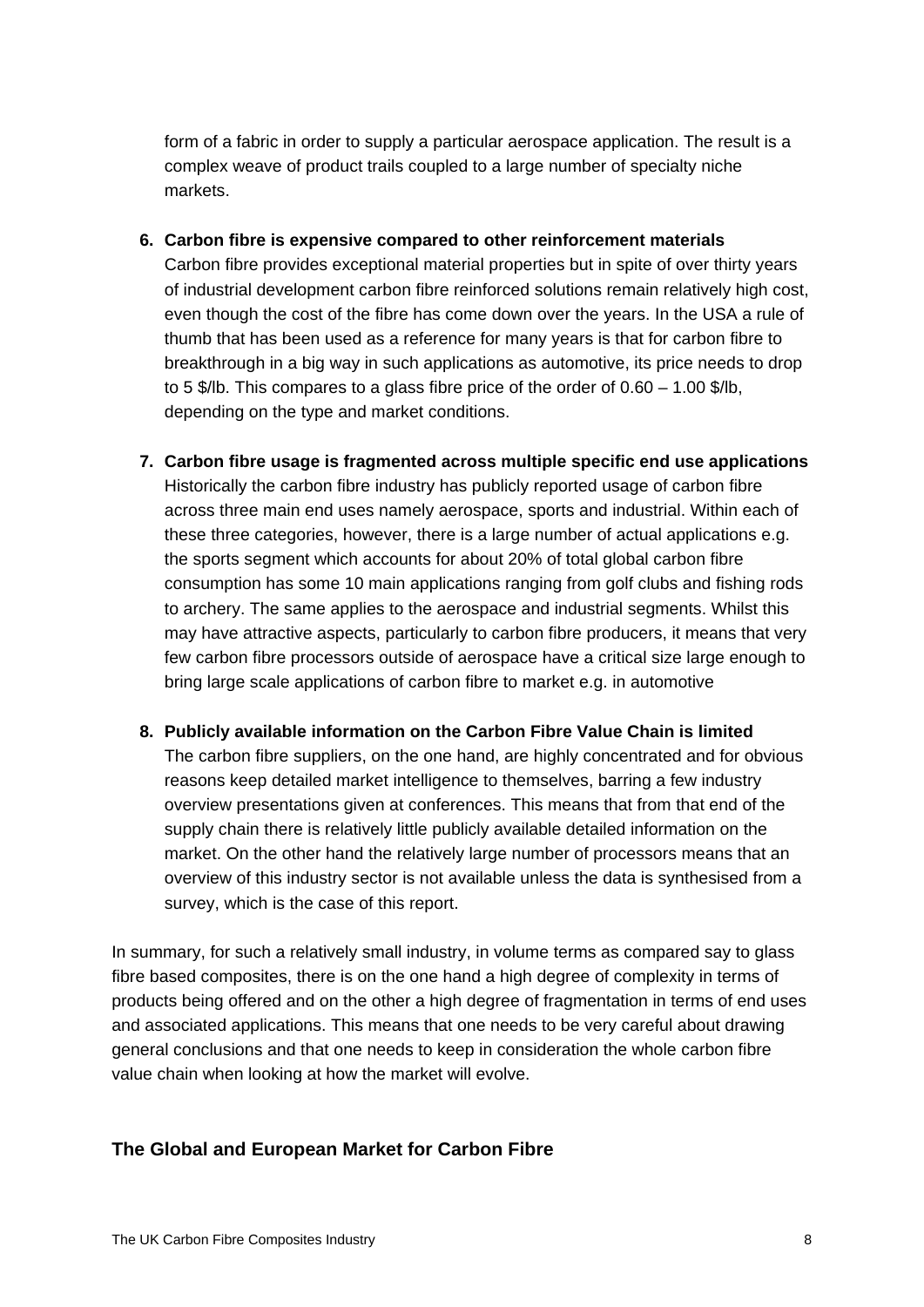form of a fabric in order to supply a particular aerospace application. The result is a complex weave of product trails coupled to a large number of specialty niche markets.

6. **Carbon fibre is expensive compared to other reinforcement materials**
   Carbon fibre provides exceptional material properties but in spite of over thirty years of industrial development carbon fibre reinforced solutions remain relatively high cost, even though the cost of the fibre has come down over the years. In the USA a rule of thumb that has been used as a reference for many years is that for carbon fibre to breakthrough in a big way in such applications as automotive, its price needs to drop to 5 $/lb. This compares to a glass fibre price of the order of 0.60 – 1.00 $/lb, depending on the type and market conditions.

7. **Carbon fibre usage is fragmented across multiple specific end use applications**
   Historically the carbon fibre industry has publicly reported usage of carbon fibre across three main end uses namely aerospace, sports and industrial. Within each of these three categories, however, there is a large number of actual applications e.g. the sports segment which accounts for about 20% of total global carbon fibre consumption has some 10 main applications ranging from golf clubs and fishing rods to archery. The same applies to the aerospace and industrial segments. Whilst this may have attractive aspects, particularly to carbon fibre producers, it means that very few carbon fibre processors outside of aerospace have a critical size large enough to bring large scale applications of carbon fibre to market e.g. in automotive

8. **Publicly available information on the Carbon Fibre Value Chain is limited**
   The carbon fibre suppliers, on the one hand, are highly concentrated and for obvious reasons keep detailed market intelligence to themselves, barring a few industry overview presentations given at conferences. This means that from that end of the supply chain there is relatively little publicly available detailed information on the market. On the other hand the relatively large number of processors means that an overview of this industry sector is not available unless the data is synthesised from a survey, which is the case of this report.

In summary, for such a relatively small industry, in volume terms as compared say to glass fibre based composites, there is on the one hand a high degree of complexity in terms of products being offered and on the other a high degree of fragmentation in terms of end uses and associated applications. This means that one needs to be very careful about drawing general conclusions and that one needs to keep in consideration the whole carbon fibre value chain when looking at how the market will evolve.

## The Global and European Market for Carbon Fibre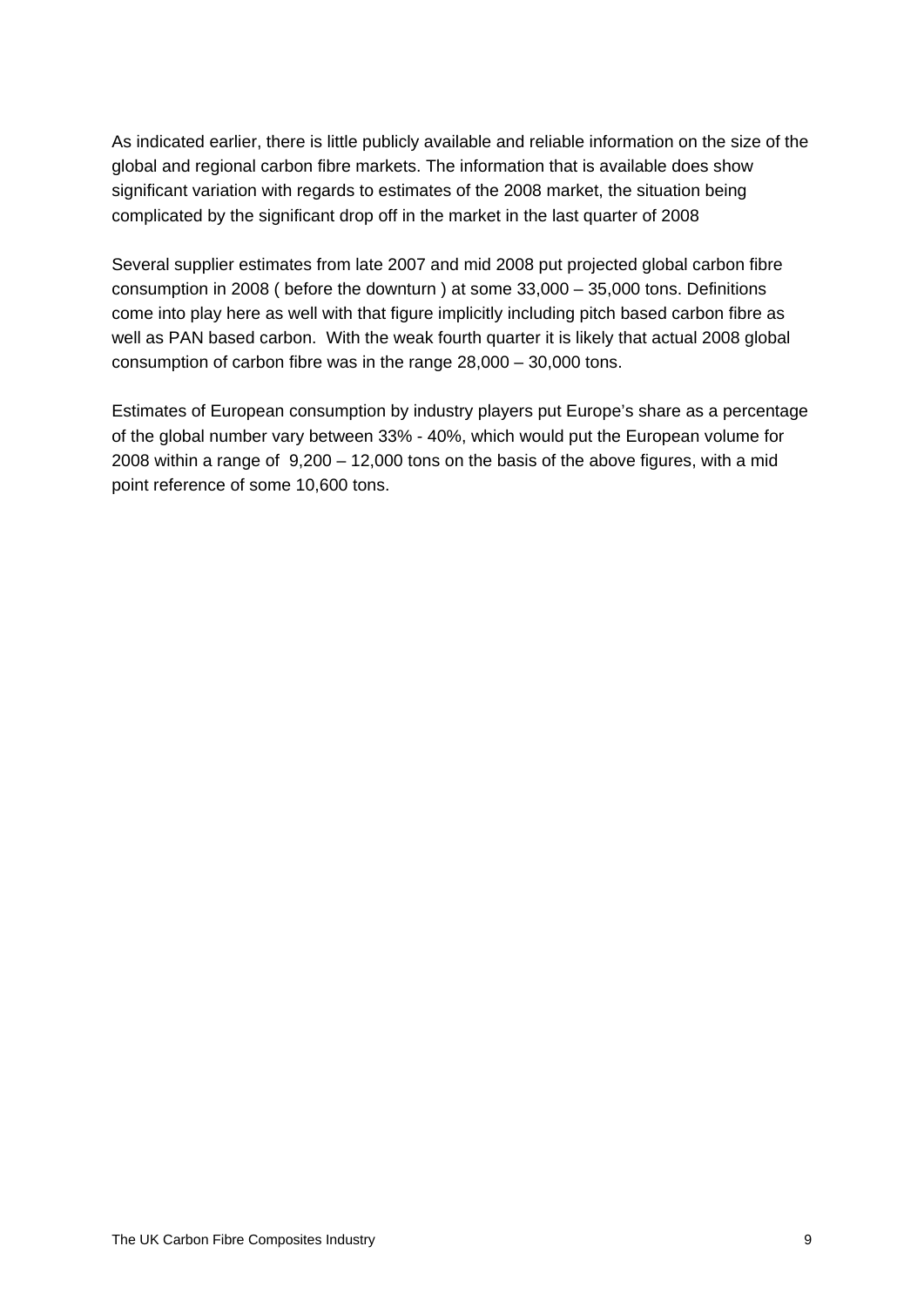As indicated earlier, there is little publicly available and reliable information on the size of the global and regional carbon fibre markets. The information that is available does show significant variation with regards to estimates of the 2008 market, the situation being complicated by the significant drop off in the market in the last quarter of 2008

Several supplier estimates from late 2007 and mid 2008 put projected global carbon fibre consumption in 2008 ( before the downturn ) at some 33,000 – 35,000 tons. Definitions come into play here as well with that figure implicitly including pitch based carbon fibre as well as PAN based carbon. With the weak fourth quarter it is likely that actual 2008 global consumption of carbon fibre was in the range 28,000 – 30,000 tons.

Estimates of European consumption by industry players put Europe's share as a percentage of the global number vary between 33% - 40%, which would put the European volume for 2008 within a range of 9,200 – 12,000 tons on the basis of the above figures, with a mid point reference of some 10,600 tons.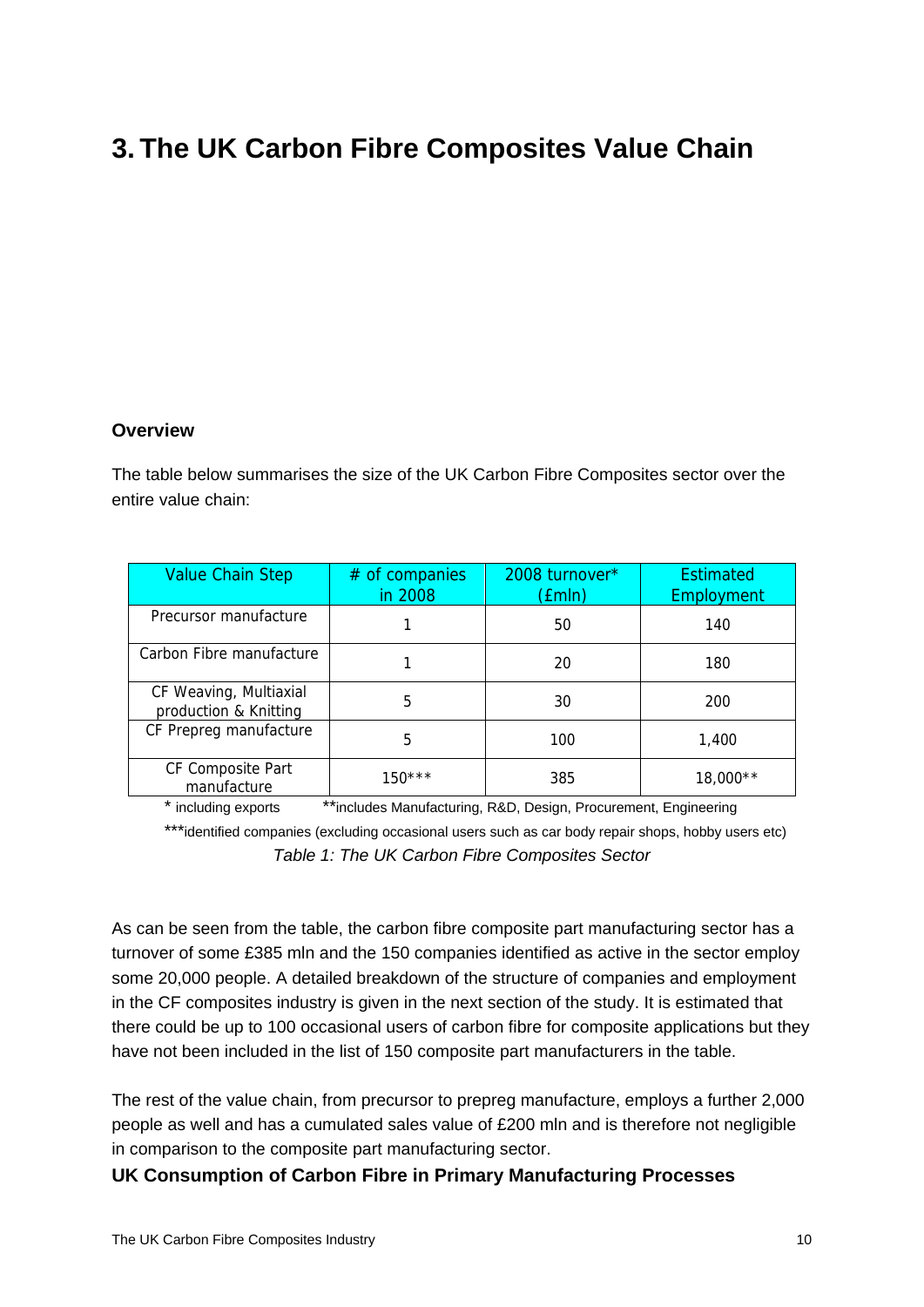# 3. The UK Carbon Fibre Composites Value Chain

### Overview

The table below summarises the size of the UK Carbon Fibre Composites sector over the entire value chain:

| Value Chain Step | # of companies in 2008 | 2008 turnover* (£mln) | Estimated Employment |
|---|---|---|---|
| Precursor manufacture | 1 | 50 | 140 |
| Carbon Fibre manufacture | 1 | 20 | 180 |
| CF Weaving, Multiaxial production & Knitting | 5 | 30 | 200 |
| CF Prepreg manufacture | 5 | 100 | 1,400 |
| CF Composite Part manufacture | 150*** | 385 | 18,000** |

\* including exports  **includes Manufacturing, R&D, Design, Procurement, Engineering

***identified companies (excluding occasional users such as car body repair shops, hobby users etc)

*Table 1: The UK Carbon Fibre Composites Sector*

As can be seen from the table, the carbon fibre composite part manufacturing sector has a turnover of some £385 mln and the 150 companies identified as active in the sector employ some 20,000 people. A detailed breakdown of the structure of companies and employment in the CF composites industry is given in the next section of the study. It is estimated that there could be up to 100 occasional users of carbon fibre for composite applications but they have not been included in the list of 150 composite part manufacturers in the table.

The rest of the value chain, from precursor to prepreg manufacture, employs a further 2,000 people as well and has a cumulated sales value of £200 mln and is therefore not negligible in comparison to the composite part manufacturing sector.

### UK Consumption of Carbon Fibre in Primary Manufacturing Processes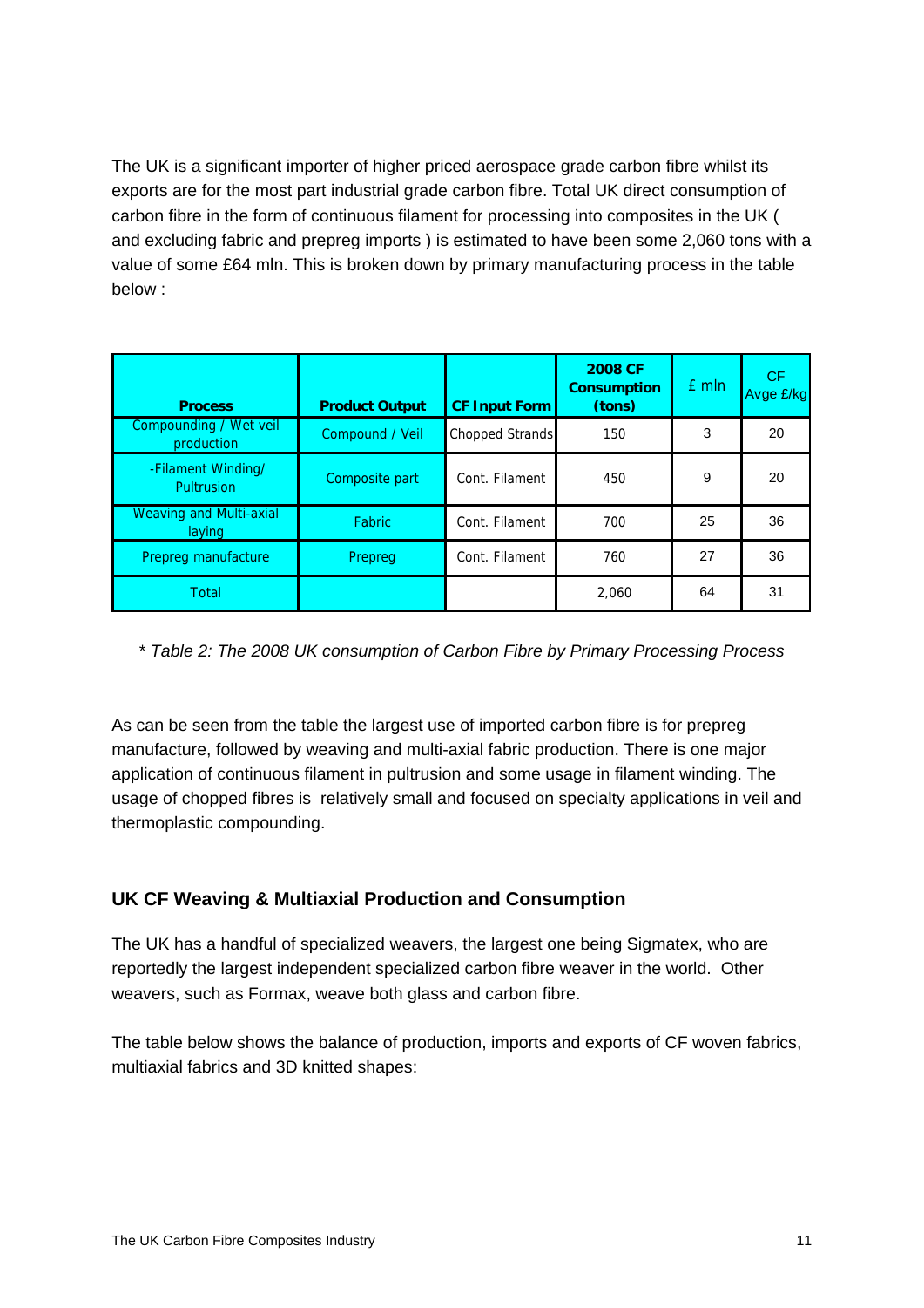The UK is a significant importer of higher priced aerospace grade carbon fibre whilst its exports are for the most part industrial grade carbon fibre. Total UK direct consumption of carbon fibre in the form of continuous filament for processing into composites in the UK ( and excluding fabric and prepreg imports ) is estimated to have been some 2,060 tons with a value of some £64 mln. This is broken down by primary manufacturing process in the table below :

| Process | Product Output | CF Input Form | 2008 CF Consumption (tons) | £ mln | CF Avge £/kg |
|---|---|---|---|---|---|
| Compounding / Wet veil production | Compound / Veil | Chopped Strands | 150 | 3 | 20 |
| -Filament Winding/ Pultrusion | Composite part | Cont. Filament | 450 | 9 | 20 |
| Weaving and Multi-axial laying | Fabric | Cont. Filament | 700 | 25 | 36 |
| Prepreg manufacture | Prepreg | Cont. Filament | 760 | 27 | 36 |
| Total | | | 2,060 | 64 | 31 |

*\* Table 2: The 2008 UK consumption of Carbon Fibre by Primary Processing Process*

As can be seen from the table the largest use of imported carbon fibre is for prepreg manufacture, followed by weaving and multi-axial fabric production. There is one major application of continuous filament in pultrusion and some usage in filament winding. The usage of chopped fibres is relatively small and focused on specialty applications in veil and thermoplastic compounding.

### UK CF Weaving & Multiaxial Production and Consumption

The UK has a handful of specialized weavers, the largest one being Sigmatex, who are reportedly the largest independent specialized carbon fibre weaver in the world. Other weavers, such as Formax, weave both glass and carbon fibre.

The table below shows the balance of production, imports and exports of CF woven fabrics, multiaxial fabrics and 3D knitted shapes: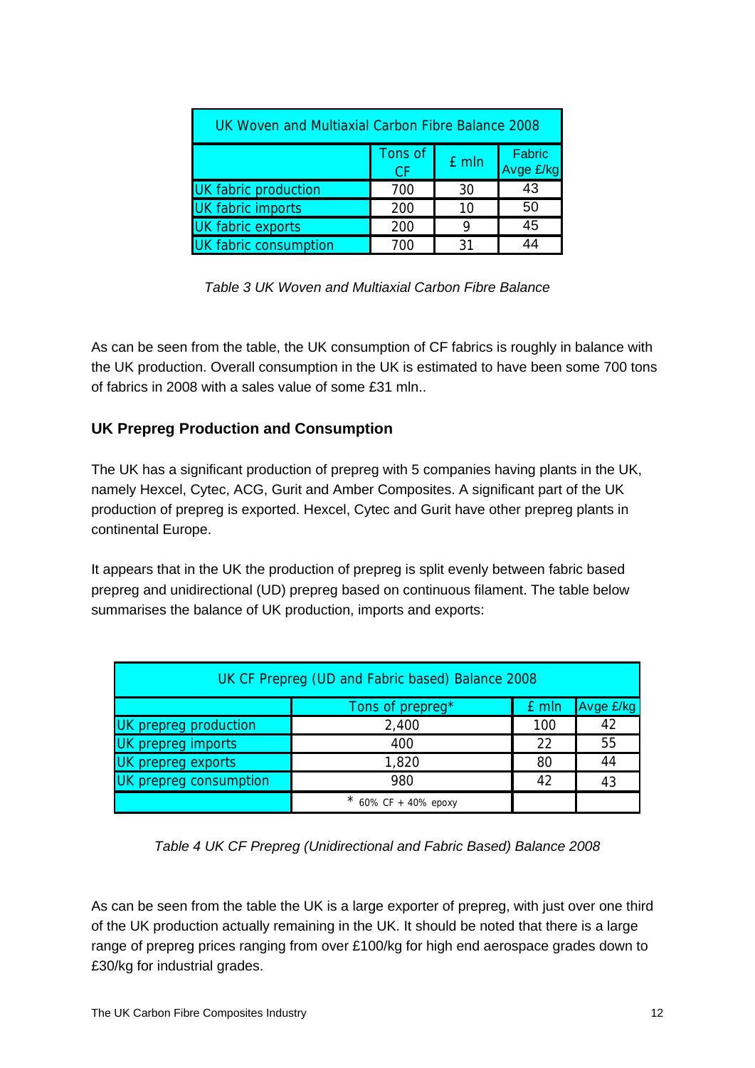| UK Woven and Multiaxial Carbon Fibre Balance 2008 | | | |
|---|---|---|---|
| | Tons of CF | £ mln | Fabric Avge £/kg |
| UK fabric production | 700 | 30 | 43 |
| UK fabric imports | 200 | 10 | 50 |
| UK fabric exports | 200 | 9 | 45 |
| UK fabric consumption | 700 | 31 | 44 |

*Table 3 UK Woven and Multiaxial Carbon Fibre Balance*

As can be seen from the table, the UK consumption of CF fabrics is roughly in balance with the UK production. Overall consumption in the UK is estimated to have been some 700 tons of fabrics in 2008 with a sales value of some £31 mln..

### UK Prepreg Production and Consumption

The UK has a significant production of prepreg with 5 companies having plants in the UK, namely Hexcel, Cytec, ACG, Gurit and Amber Composites. A significant part of the UK production of prepreg is exported. Hexcel, Cytec and Gurit have other prepreg plants in continental Europe.

It appears that in the UK the production of prepreg is split evenly between fabric based prepreg and unidirectional (UD) prepreg based on continuous filament. The table below summarises the balance of UK production, imports and exports:

| UK CF Prepreg (UD and Fabric based) Balance 2008 | | | |
|---|---|---|---|
| | Tons of prepreg* | £ mln | Avge £/kg |
| UK prepreg production | 2,400 | 100 | 42 |
| UK prepreg imports | 400 | 22 | 55 |
| UK prepreg exports | 1,820 | 80 | 44 |
| UK prepreg consumption | 980 | 42 | 43 |
| | * 60% CF + 40% epoxy | | |

*Table 4 UK CF Prepreg (Unidirectional and Fabric Based) Balance 2008*

As can be seen from the table the UK is a large exporter of prepreg, with just over one third of the UK production actually remaining in the UK. It should be noted that there is a large range of prepreg prices ranging from over £100/kg for high end aerospace grades down to £30/kg for industrial grades.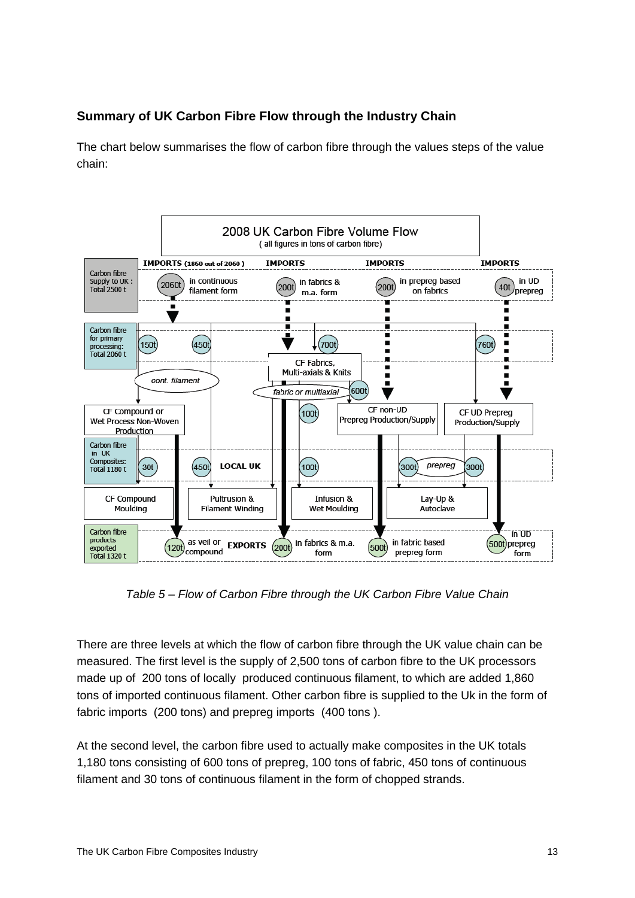### Summary of UK Carbon Fibre Flow through the Industry Chain

The chart below summarises the flow of carbon fibre through the values steps of the value chain:

*Table 5 – Flow of Carbon Fibre through the UK Carbon Fibre Value Chain*

There are three levels at which the flow of carbon fibre through the UK value chain can be measured. The first level is the supply of 2,500 tons of carbon fibre to the UK processors made up of 200 tons of locally produced continuous filament, to which are added 1,860 tons of imported continuous filament. Other carbon fibre is supplied to the Uk in the form of fabric imports (200 tons) and prepreg imports (400 tons ).

At the second level, the carbon fibre used to actually make composites in the UK totals 1,180 tons consisting of 600 tons of prepreg, 100 tons of fabric, 450 tons of continuous filament and 30 tons of continuous filament in the form of chopped strands.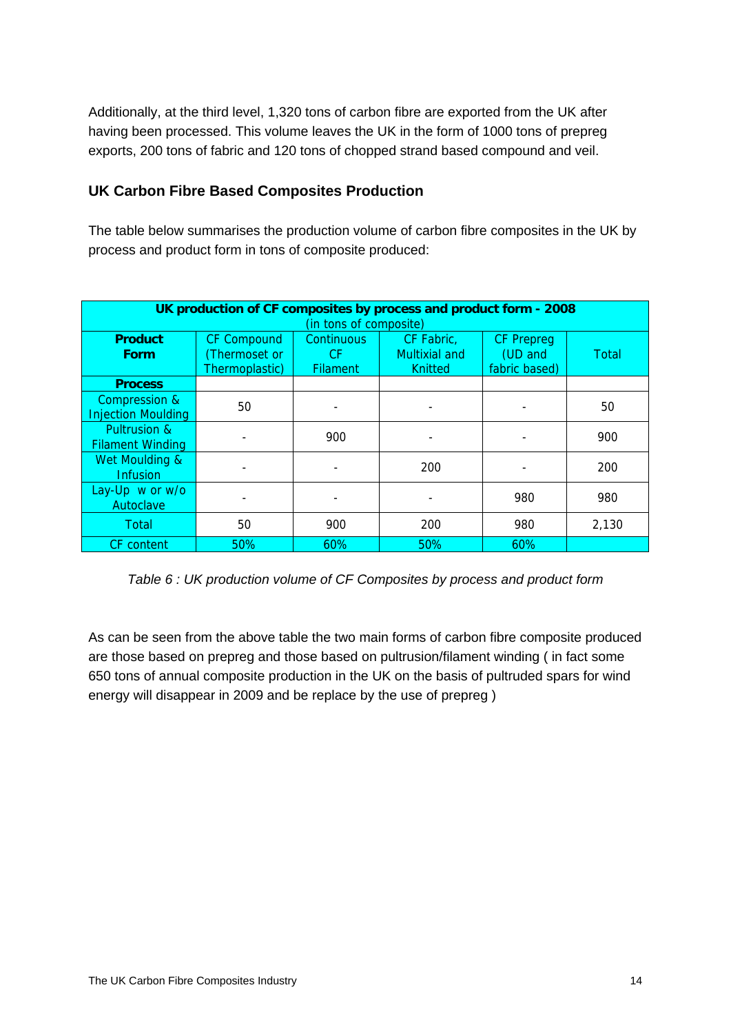Additionally, at the third level, 1,320 tons of carbon fibre are exported from the UK after having been processed. This volume leaves the UK in the form of 1000 tons of prepreg exports, 200 tons of fabric and 120 tons of chopped strand based compound and veil.

## UK Carbon Fibre Based Composites Production

The table below summarises the production volume of carbon fibre composites in the UK by process and product form in tons of composite produced:

| **UK production of CF composites by process and product form - 2008** (in tons of composite) | | | | | |
|---|---|---|---|---|---|
| **Product Form** | CF Compound (Thermoset or Thermoplastic) | Continuous CF Filament | CF Fabric, Multiaxial and Knitted | CF Prepreg (UD and fabric based) | Total |
| **Process** | | | | | |
| Compression & Injection Moulding | 50 | - | - | - | 50 |
| Pultrusion & Filament Winding | - | 900 | - | - | 900 |
| Wet Moulding & Infusion | - | - | 200 | - | 200 |
| Lay-Up w or w/o Autoclave | - | - | - | 980 | 980 |
| Total | 50 | 900 | 200 | 980 | 2,130 |
| CF content | 50% | 60% | 50% | 60% | |

*Table 6 : UK production volume of CF Composites by process and product form*

As can be seen from the above table the two main forms of carbon fibre composite produced are those based on prepreg and those based on pultrusion/filament winding ( in fact some 650 tons of annual composite production in the UK on the basis of pultruded spars for wind energy will disappear in 2009 and be replace by the use of prepreg )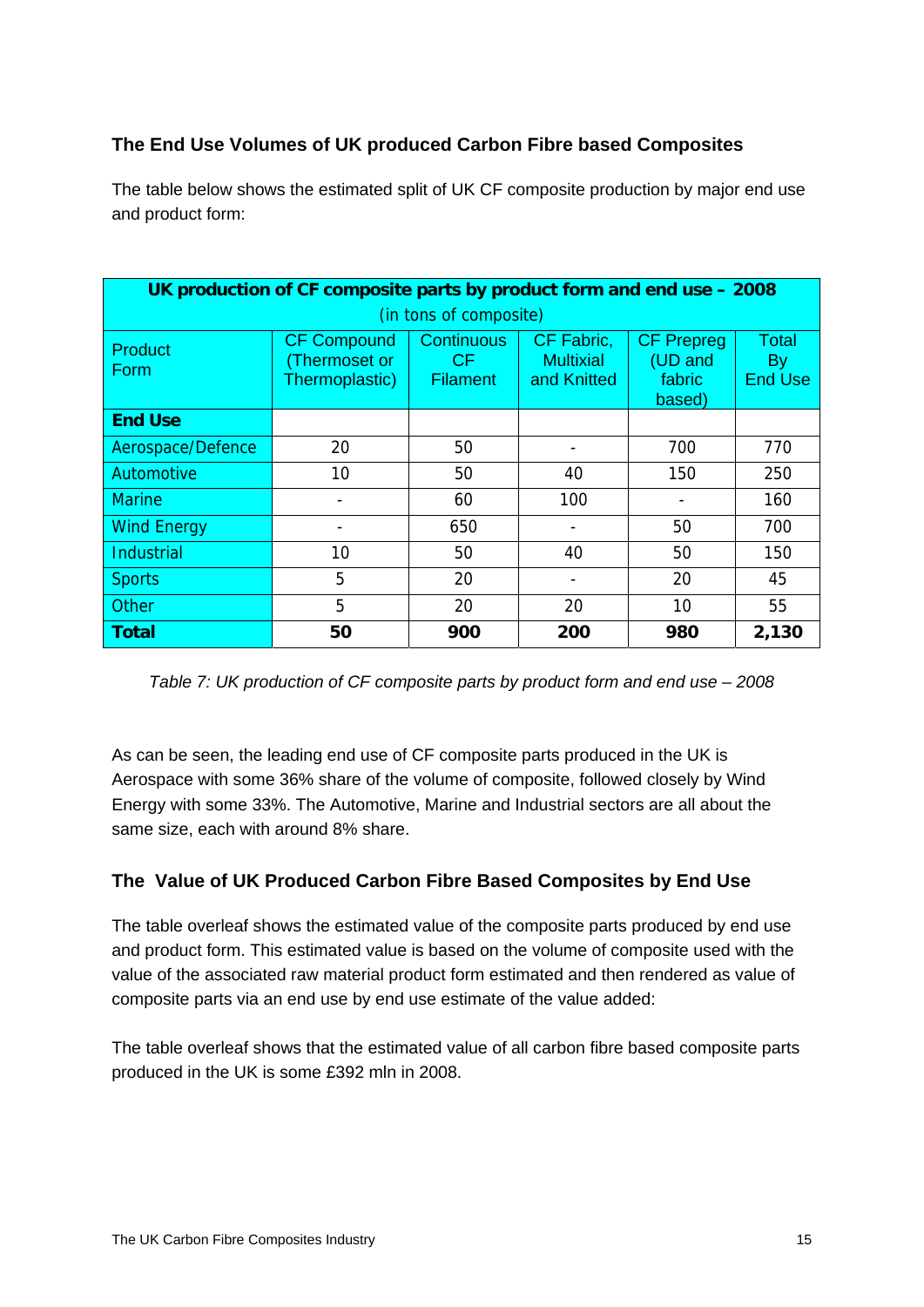## The End Use Volumes of UK produced Carbon Fibre based Composites

The table below shows the estimated split of UK CF composite production by major end use and product form:

| **UK production of CF composite parts by product form and end use – 2008** (in tons of composite) | | | | | |
|---|---|---|---|---|---|
| Product Form | CF Compound (Thermoset or Thermoplastic) | Continuous CF Filament | CF Fabric, Multixial and Knitted | CF Prepreg (UD and fabric based) | Total By End Use |
| **End Use** | | | | | |
| Aerospace/Defence | 20 | 50 | - | 700 | 770 |
| Automotive | 10 | 50 | 40 | 150 | 250 |
| Marine | - | 60 | 100 | - | 160 |
| Wind Energy | - | 650 | - | 50 | 700 |
| Industrial | 10 | 50 | 40 | 50 | 150 |
| Sports | 5 | 20 | - | 20 | 45 |
| Other | 5 | 20 | 20 | 10 | 55 |
| **Total** | **50** | **900** | **200** | **980** | **2,130** |

*Table 7: UK production of CF composite parts by product form and end use – 2008*

As can be seen, the leading end use of CF composite parts produced in the UK is Aerospace with some 36% share of the volume of composite, followed closely by Wind Energy with some 33%. The Automotive, Marine and Industrial sectors are all about the same size, each with around 8% share.

## The Value of UK Produced Carbon Fibre Based Composites by End Use

The table overleaf shows the estimated value of the composite parts produced by end use and product form. This estimated value is based on the volume of composite used with the value of the associated raw material product form estimated and then rendered as value of composite parts via an end use by end use estimate of the value added:

The table overleaf shows that the estimated value of all carbon fibre based composite parts produced in the UK is some £392 mln in 2008.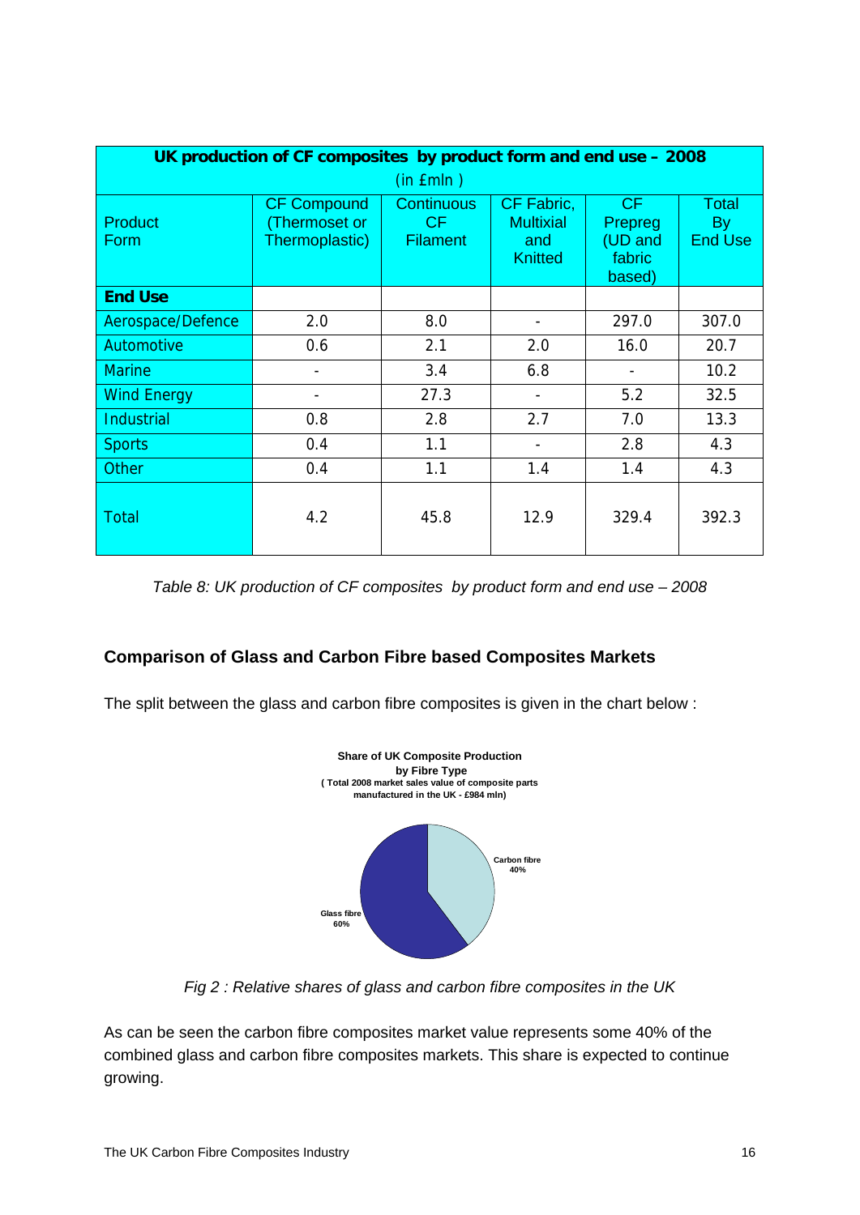| UK production of CF composites by product form and end use – 2008 (in £mln ) | | | | | |
|---|---|---|---|---|---|
| Product Form | CF Compound (Thermoset or Thermoplastic) | Continuous CF Filament | CF Fabric, Multixial and Knitted | CF Prepreg (UD and fabric based) | Total By End Use |
| **End Use** | | | | | |
| Aerospace/Defence | 2.0 | 8.0 | - | 297.0 | 307.0 |
| Automotive | 0.6 | 2.1 | 2.0 | 16.0 | 20.7 |
| Marine | - | 3.4 | 6.8 | - | 10.2 |
| Wind Energy | - | 27.3 | - | 5.2 | 32.5 |
| Industrial | 0.8 | 2.8 | 2.7 | 7.0 | 13.3 |
| Sports | 0.4 | 1.1 | - | 2.8 | 4.3 |
| Other | 0.4 | 1.1 | 1.4 | 1.4 | 4.3 |
| Total | 4.2 | 45.8 | 12.9 | 329.4 | 392.3 |

*Table 8: UK production of CF composites by product form and end use – 2008*

### Comparison of Glass and Carbon Fibre based Composites Markets

The split between the glass and carbon fibre composites is given in the chart below :

**Share of UK Composite Production by Fibre Type**
**( Total 2008 market sales value of composite parts manufactured in the UK - £984 mln)**

Carbon fibre 40%

Glass fibre 60%

*Fig 2 : Relative shares of glass and carbon fibre composites in the UK*

As can be seen the carbon fibre composites market value represents some 40% of the combined glass and carbon fibre composites markets. This share is expected to continue growing.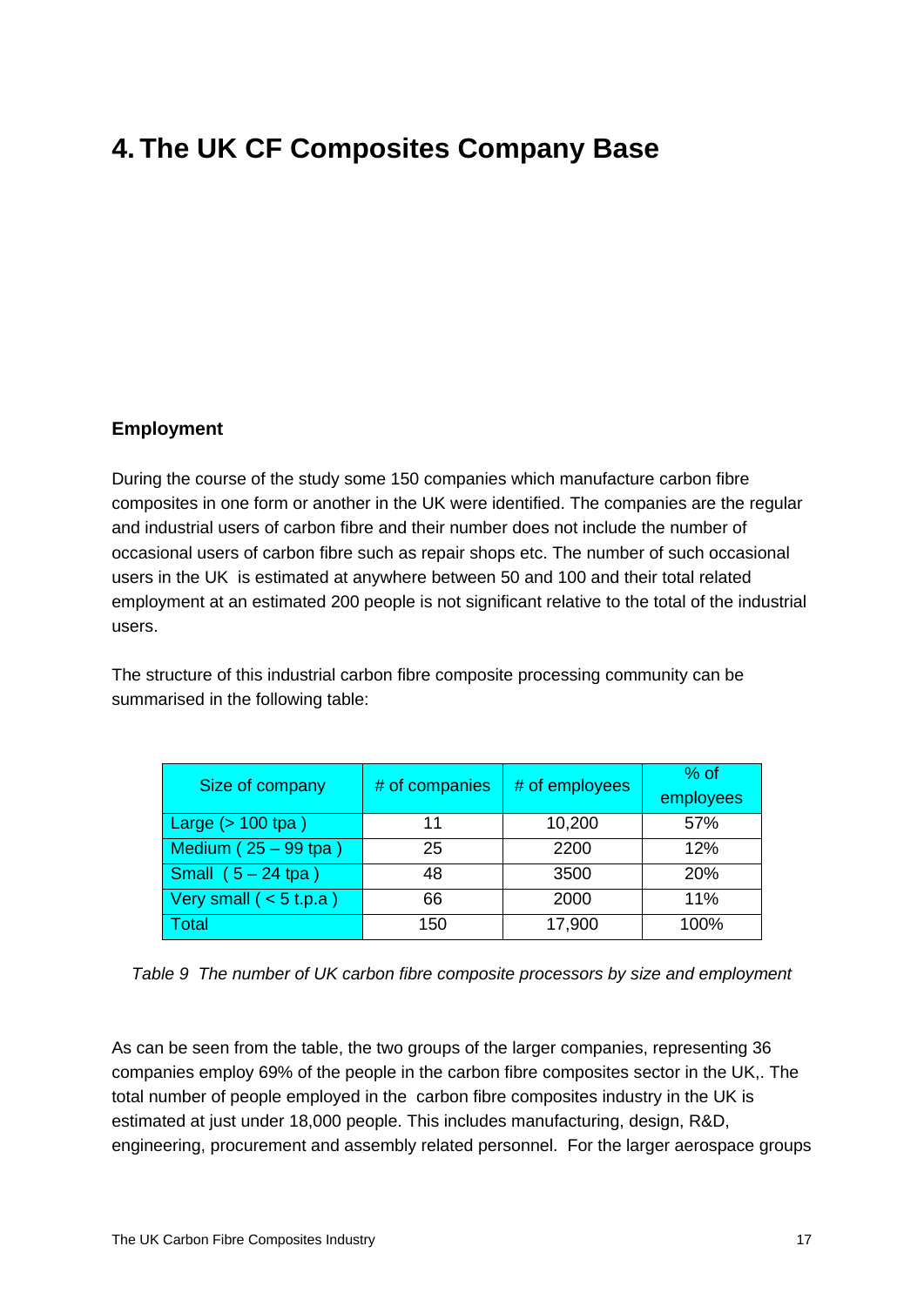# 4. The UK CF Composites Company Base

## Employment

During the course of the study some 150 companies which manufacture carbon fibre composites in one form or another in the UK were identified. The companies are the regular and industrial users of carbon fibre and their number does not include the number of occasional users of carbon fibre such as repair shops etc. The number of such occasional users in the UK is estimated at anywhere between 50 and 100 and their total related employment at an estimated 200 people is not significant relative to the total of the industrial users.

The structure of this industrial carbon fibre composite processing community can be summarised in the following table:

| Size of company | # of companies | # of employees | % of employees |
|---|---|---|---|
| Large (> 100 tpa ) | 11 | 10,200 | 57% |
| Medium ( 25 – 99 tpa ) | 25 | 2200 | 12% |
| Small ( 5 – 24 tpa ) | 48 | 3500 | 20% |
| Very small ( < 5 t.p.a ) | 66 | 2000 | 11% |
| Total | 150 | 17,900 | 100% |

*Table 9 The number of UK carbon fibre composite processors by size and employment*

As can be seen from the table, the two groups of the larger companies, representing 36 companies employ 69% of the people in the carbon fibre composites sector in the UK,. The total number of people employed in the carbon fibre composites industry in the UK is estimated at just under 18,000 people. This includes manufacturing, design, R&D, engineering, procurement and assembly related personnel. For the larger aerospace groups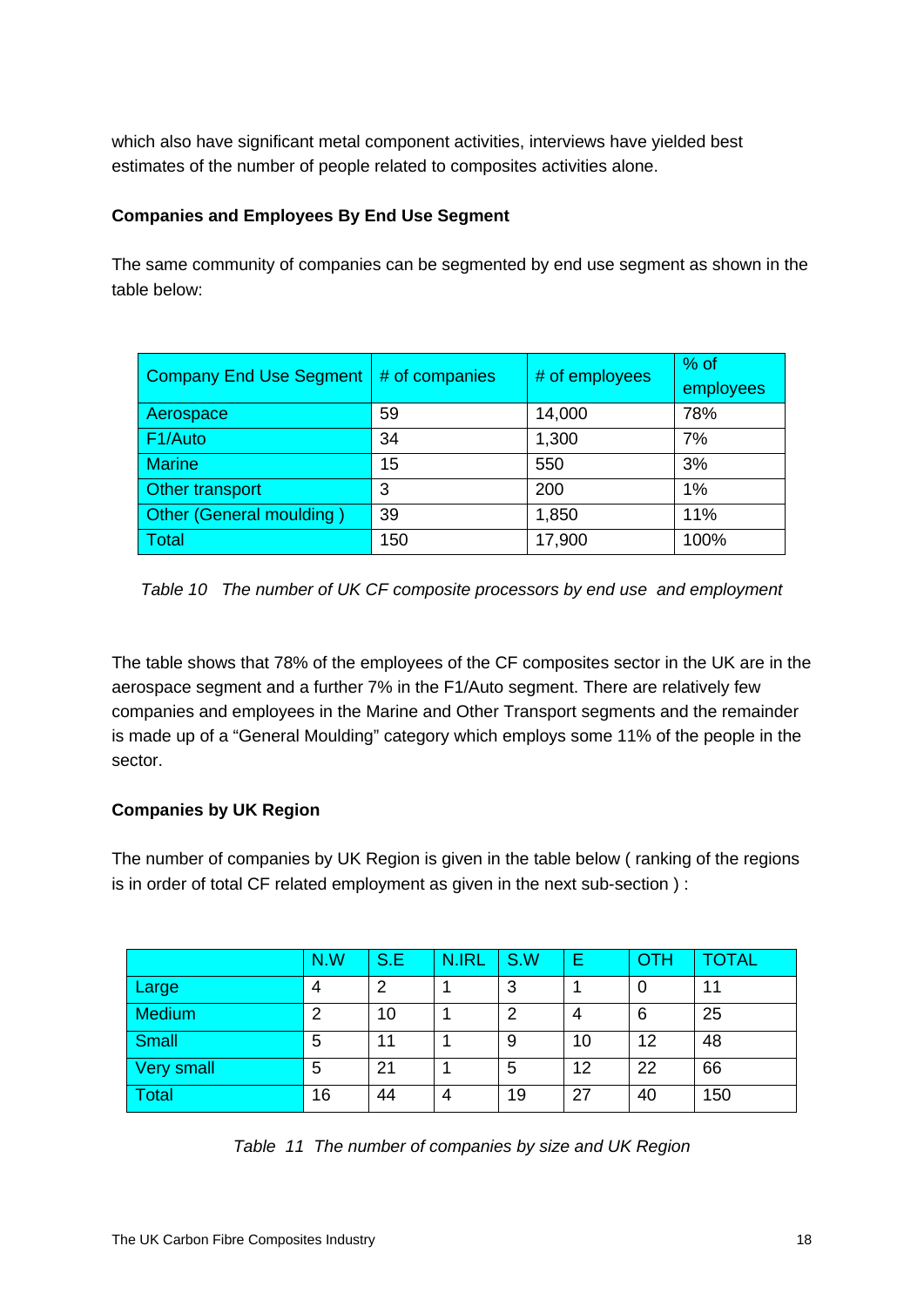which also have significant metal component activities, interviews have yielded best estimates of the number of people related to composites activities alone.

**Companies and Employees By End Use Segment**

The same community of companies can be segmented by end use segment as shown in the table below:

| Company End Use Segment | # of companies | # of employees | % of employees |
|---|---|---|---|
| Aerospace | 59 | 14,000 | 78% |
| F1/Auto | 34 | 1,300 | 7% |
| Marine | 15 | 550 | 3% |
| Other transport | 3 | 200 | 1% |
| Other (General moulding ) | 39 | 1,850 | 11% |
| Total | 150 | 17,900 | 100% |

*Table 10 The number of UK CF composite processors by end use and employment*

The table shows that 78% of the employees of the CF composites sector in the UK are in the aerospace segment and a further 7% in the F1/Auto segment. There are relatively few companies and employees in the Marine and Other Transport segments and the remainder is made up of a "General Moulding" category which employs some 11% of the people in the sector.

**Companies by UK Region**

The number of companies by UK Region is given in the table below ( ranking of the regions is in order of total CF related employment as given in the next sub-section ) :

| | N.W | S.E | N.IRL | S.W | E | OTH | TOTAL |
|---|---|---|---|---|---|---|---|
| Large | 4 | 2 | 1 | 3 | 1 | 0 | 11 |
| Medium | 2 | 10 | 1 | 2 | 4 | 6 | 25 |
| Small | 5 | 11 | 1 | 9 | 10 | 12 | 48 |
| Very small | 5 | 21 | 1 | 5 | 12 | 22 | 66 |
| Total | 16 | 44 | 4 | 19 | 27 | 40 | 150 |

*Table 11 The number of companies by size and UK Region*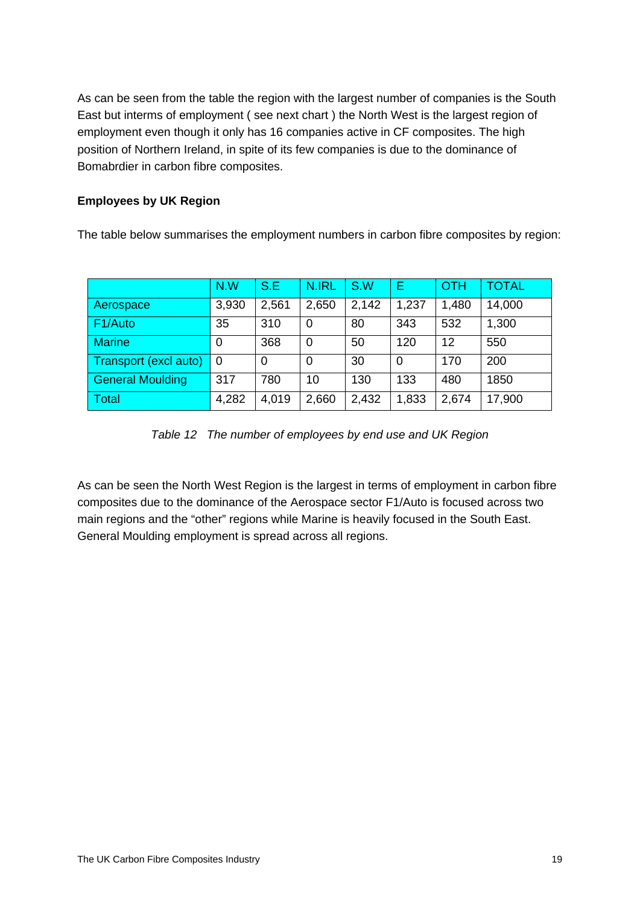As can be seen from the table the region with the largest number of companies is the South East but interms of employment ( see next chart ) the North West is the largest region of employment even though it only has 16 companies active in CF composites. The high position of Northern Ireland, in spite of its few companies is due to the dominance of Bomabrdier in carbon fibre composites.

**Employees by UK Region**

The table below summarises the employment numbers in carbon fibre composites by region:

| | N.W | S.E | N.IRL | S.W | E | OTH | TOTAL |
|---|---|---|---|---|---|---|---|
| Aerospace | 3,930 | 2,561 | 2,650 | 2,142 | 1,237 | 1,480 | 14,000 |
| F1/Auto | 35 | 310 | 0 | 80 | 343 | 532 | 1,300 |
| Marine | 0 | 368 | 0 | 50 | 120 | 12 | 550 |
| Transport (excl auto) | 0 | 0 | 0 | 30 | 0 | 170 | 200 |
| General Moulding | 317 | 780 | 10 | 130 | 133 | 480 | 1850 |
| Total | 4,282 | 4,019 | 2,660 | 2,432 | 1,833 | 2,674 | 17,900 |

*Table 12 The number of employees by end use and UK Region*

As can be seen the North West Region is the largest in terms of employment in carbon fibre composites due to the dominance of the Aerospace sector F1/Auto is focused across two main regions and the "other" regions while Marine is heavily focused in the South East. General Moulding employment is spread across all regions.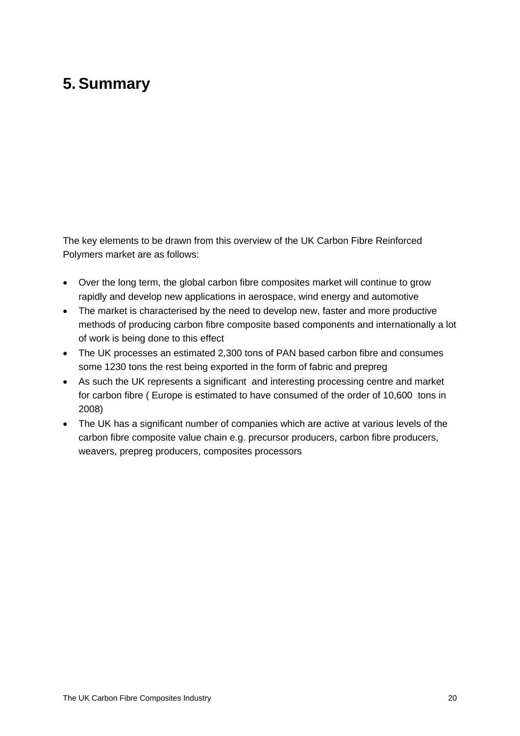# 5. Summary

The key elements to be drawn from this overview of the UK Carbon Fibre Reinforced Polymers market are as follows:

- Over the long term, the global carbon fibre composites market will continue to grow rapidly and develop new applications in aerospace, wind energy and automotive
- The market is characterised by the need to develop new, faster and more productive methods of producing carbon fibre composite based components and internationally a lot of work is being done to this effect
- The UK processes an estimated 2,300 tons of PAN based carbon fibre and consumes some 1230 tons the rest being exported in the form of fabric and prepreg
- As such the UK represents a significant and interesting processing centre and market for carbon fibre ( Europe is estimated to have consumed of the order of 10,600 tons in 2008)
- The UK has a significant number of companies which are active at various levels of the carbon fibre composite value chain e.g. precursor producers, carbon fibre producers, weavers, prepreg producers, composites processors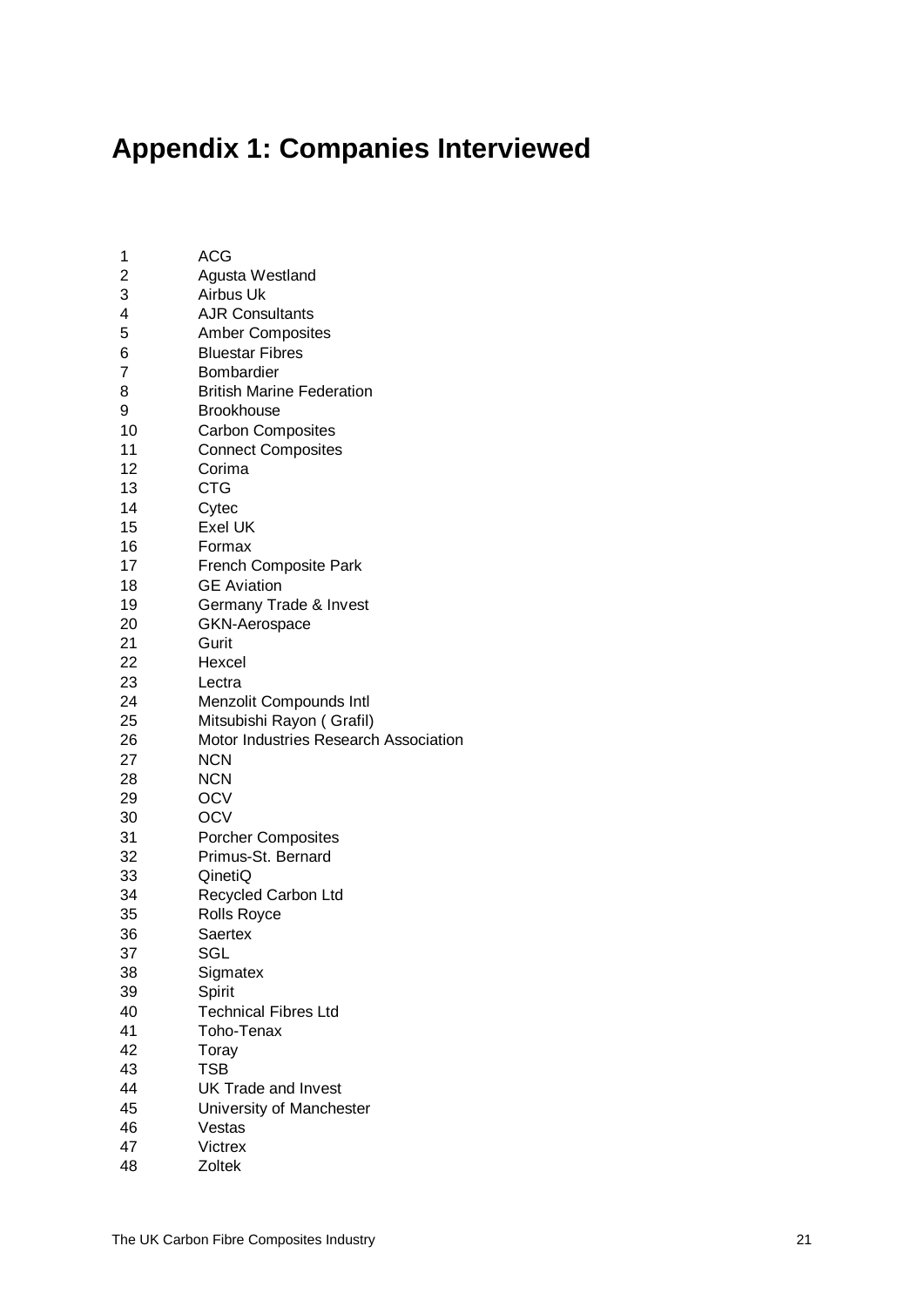# Appendix 1: Companies Interviewed

| | |
|---|---|
| 1 | ACG |
| 2 | Agusta Westland |
| 3 | Airbus Uk |
| 4 | AJR Consultants |
| 5 | Amber Composites |
| 6 | Bluestar Fibres |
| 7 | Bombardier |
| 8 | British Marine Federation |
| 9 | Brookhouse |
| 10 | Carbon Composites |
| 11 | Connect Composites |
| 12 | Corima |
| 13 | CTG |
| 14 | Cytec |
| 15 | Exel UK |
| 16 | Formax |
| 17 | French Composite Park |
| 18 | GE Aviation |
| 19 | Germany Trade & Invest |
| 20 | GKN-Aerospace |
| 21 | Gurit |
| 22 | Hexcel |
| 23 | Lectra |
| 24 | Menzolit Compounds Intl |
| 25 | Mitsubishi Rayon ( Grafil) |
| 26 | Motor Industries Research Association |
| 27 | NCN |
| 28 | NCN |
| 29 | OCV |
| 30 | OCV |
| 31 | Porcher Composites |
| 32 | Primus-St. Bernard |
| 33 | QinetiQ |
| 34 | Recycled Carbon Ltd |
| 35 | Rolls Royce |
| 36 | Saertex |
| 37 | SGL |
| 38 | Sigmatex |
| 39 | Spirit |
| 40 | Technical Fibres Ltd |
| 41 | Toho-Tenax |
| 42 | Toray |
| 43 | TSB |
| 44 | UK Trade and Invest |
| 45 | University of Manchester |
| 46 | Vestas |
| 47 | Victrex |
| 48 | Zoltek |